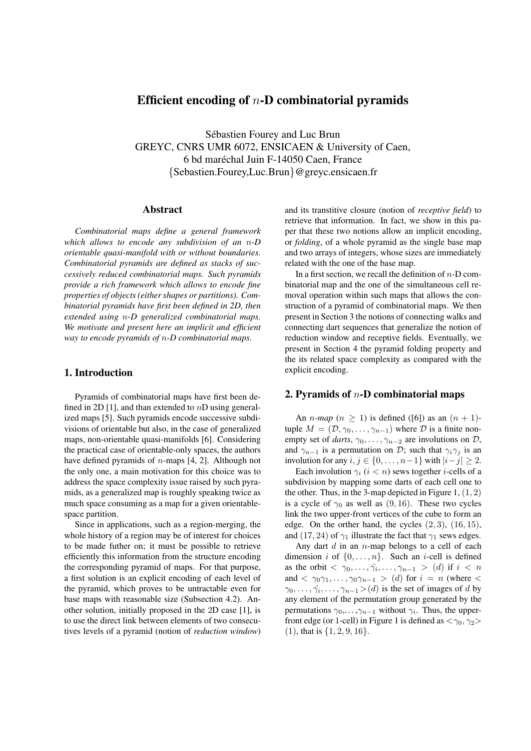# Efficient encoding of $n$-D combinatorial pyramids

Sébastien Fourey and Luc Brun
GREYC, CNRS UMR 6072, ENSICAEN & University of Caen,
6 bd maréchal Juin F-14050 Caen, France
{Sebastien.Fourey,Luc.Brun}@greyc.ensicaen.fr

## Abstract

*Combinatorial maps define a general framework which allows to encode any subdivision of an $n$-D orientable quasi-manifold with or without boundaries. Combinatorial pyramids are defined as stacks of successively reduced combinatorial maps. Such pyramids provide a rich framework which allows to encode fine properties of objects (either shapes or partitions). Combinatorial pyramids have first been defined in 2D, then extended using $n$-D generalized combinatorial maps. We motivate and present here an implicit and efficient way to encode pyramids of $n$-D combinatorial maps.*

## 1. Introduction

Pyramids of combinatorial maps have first been defined in 2D [1], and than extended to $n$D using generalized maps [5]. Such pyramids encode successive subdivisions of orientable but also, in the case of generalized maps, non-orientable quasi-manifolds [6]. Considering the practical case of orientable-only spaces, the authors have defined pyramids of $n$-maps [4, 2]. Although not the only one, a main motivation for this choice was to address the space complexity issue raised by such pyramids, as a generalized map is roughly speaking twice as much space consuming as a map for a given orientable-space partition.

Since in applications, such as a region-merging, the whole history of a region may be of interest for choices to be made futher on; it must be possible to retrieve efficiently this information from the structure encoding the corresponding pyramid of maps. For that purpose, a first solution is an explicit encoding of each level of the pyramid, which proves to be untractable even for base maps with reasonable size (Subsection 4.2). Another solution, initially proposed in the 2D case [1], is to use the direct link between elements of two consecutives levels of a pyramid (notion of *reduction window*) and its transtitive closure (notion of *receptive field*) to retrieve that information. In fact, we show in this paper that these two notions allow an implicit encoding, or *folding*, of a whole pyramid as the single base map and two arrays of integers, whose sizes are immediately related with the one of the base map.

In a first section, we recall the definition of $n$-D combinatorial map and the one of the simultaneous cell removal operation within such maps that allows the construction of a pyramid of combinatorial maps. We then present in Section 3 the notions of connecting walks and connecting dart sequences that generalize the notion of reduction window and receptive fields. Eventually, we present in Section 4 the pyramid folding property and the its related space complexity as compared with the explicit encoding.

## 2. Pyramids of $n$-D combinatorial maps

An $n$-*map* ($n \geq 1$) is defined ([6]) as an $(n+1)$-tuple $M = (\mathcal{D}, \gamma_0, \ldots, \gamma_{n-1})$ where $\mathcal{D}$ is a finite non-empty set of *darts*, $\gamma_0, \ldots, \gamma_{n-2}$ are involutions on $\mathcal{D}$, and $\gamma_{n-1}$ is a permutation on $\mathcal{D}$; such that $\gamma_i\gamma_j$ is an involution for any $i, j \in \{0, \ldots, n-1\}$ with $|i-j| \geq 2$.

Each involution $\gamma_i$ ($i < n$) sews together $i$-cells of a subdivision by mapping some darts of each cell one to the other. Thus, in the 3-map depicted in Figure 1, $(1, 2)$ is a cycle of $\gamma_0$ as well as $(9, 16)$. These two cycles link the two upper-front vertices of the cube to form an edge. On the orther hand, the cycles $(2, 3)$, $(16, 15)$, and $(17, 24)$ of $\gamma_1$ illustrate the fact that $\gamma_1$ sews edges.

Any dart $d$ in an $n$-map belongs to a cell of each dimension $i$ of $\{0, \ldots, n\}$. Such an $i$-cell is defined as the orbit $< \gamma_0, \ldots, \hat{\gamma_i}, \ldots, \gamma_{n-1} > (d)$ if $i < n$ and $< \gamma_0\gamma_1, \ldots, \gamma_0\gamma_{n-1} > (d)$ for $i = n$ (where $< \gamma_0, \ldots, \hat{\gamma_i}, \ldots, \gamma_{n-1} > (d)$ is the set of images of $d$ by any element of the permutation group generated by the permutations $\gamma_0, \ldots, \gamma_{n-1}$ without $\gamma_i$. Thus, the upper-front edge (or 1-cell) in Figure 1 is defined as $< \gamma_0, \gamma_2 >$ $(1)$, that is $\{1, 2, 9, 16\}$.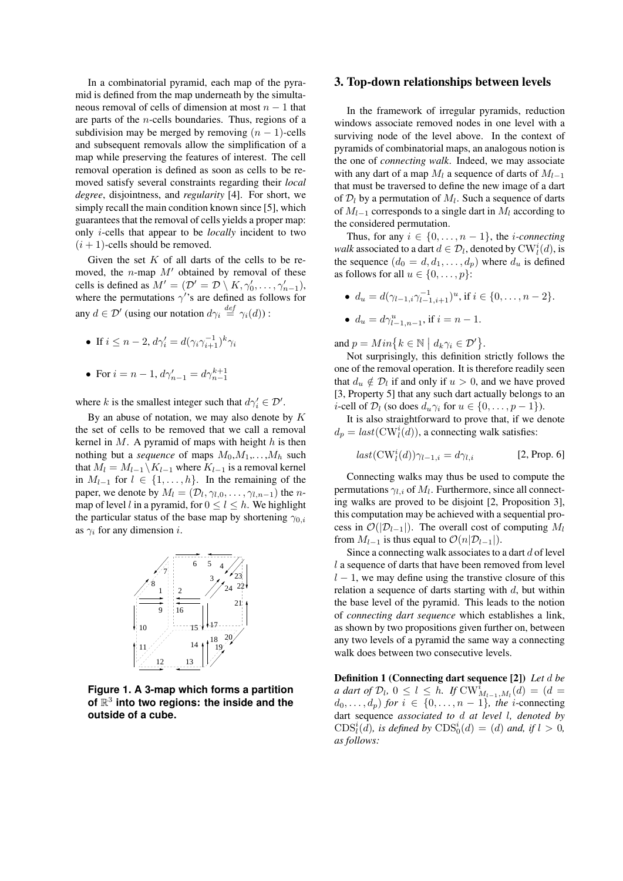In a combinatorial pyramid, each map of the pyramid is defined from the map underneath by the simultaneous removal of cells of dimension at most $n-1$ that are parts of the $n$-cells boundaries. Thus, regions of a subdivision may be merged by removing $(n-1)$-cells and subsequent removals allow the simplification of a map while preserving the features of interest. The cell removal operation is defined as soon as cells to be removed satisfy several constraints regarding their *local degree*, disjointness, and *regularity* [4]. For short, we simply recall the main condition known since [5], which guarantees that the removal of cells yields a proper map: only $i$-cells that appear to be *locally* incident to two $(i+1)$-cells should be removed.

Given the set $K$ of all darts of the cells to be removed, the $n$-map $M'$ obtained by removal of these cells is defined as $M' = (\mathcal{D}' = \mathcal{D} \setminus K, \gamma'_0, \ldots, \gamma'_{n-1})$, where the permutations $\gamma'$'s are defined as follows for any $d \in \mathcal{D}'$ (using our notation $d\gamma_i \stackrel{def}{=} \gamma_i(d)$) :

- If $i \leq n-2$, $d\gamma'_i = d(\gamma_i \gamma_{i+1}^{-1})^k \gamma_i$
- For $i = n-1$, $d\gamma'_{n-1} = d\gamma_{n-1}^{k+1}$

where $k$ is the smallest integer such that $d\gamma'_i \in \mathcal{D}'$.

By an abuse of notation, we may also denote by $K$ the set of cells to be removed that we call a removal kernel in $M$. A pyramid of maps with height $h$ is then nothing but a *sequence* of maps $M_0, M_1, \ldots, M_h$ such that $M_l = M_{l-1} \setminus K_{l-1}$ where $K_{l-1}$ is a removal kernel in $M_{l-1}$ for $l \in \{1, \ldots, h\}$. In the remaining of the paper, we denote by $M_l = (\mathcal{D}_l, \gamma_{l,0}, \ldots, \gamma_{l,n-1})$ the $n$-map of level $l$ in a pyramid, for $0 \leq l \leq h$. We highlight the particular status of the base map by shortening $\gamma_{0,i}$ as $\gamma_i$ for any dimension $i$.

**Figure 1. A 3-map which forms a partition of $\mathbb{R}^3$ into two regions: the inside and the outside of a cube.**

## 3. Top-down relationships between levels

In the framework of irregular pyramids, reduction windows associate removed nodes in one level with a surviving node of the level above. In the context of pyramids of combinatorial maps, an analogous notion is the one of *connecting walk*. Indeed, we may associate with any dart of a map $M_l$ a sequence of darts of $M_{l-1}$ that must be traversed to define the new image of a dart of $\mathcal{D}_l$ by a permutation of $M_l$. Such a sequence of darts of $M_{l-1}$ corresponds to a single dart in $M_l$ according to the considered permutation.

Thus, for any $i \in \{0, \ldots, n-1\}$, the *$i$-connecting walk* associated to a dart $d \in \mathcal{D}_l$, denoted by $\mathrm{CW}_l^i(d)$, is the sequence $(d_0 = d, d_1, \ldots, d_p)$ where $d_u$ is defined as follows for all $u \in \{0, \ldots, p\}$:

- $d_u = d(\gamma_{l-1,i}\gamma_{l-1,i+1}^{-1})^u$, if $i \in \{0, \ldots, n-2\}$.
- $d_u = d\gamma_{l-1,n-1}^u$, if $i = n-1$.

and $p = Min\{k \in \mathbb{N} \mid d_k\gamma_i \in \mathcal{D}'\}$.

Not surprisingly, this definition strictly follows the one of the removal operation. It is therefore readily seen that $d_u \notin \mathcal{D}_l$ if and only if $u > 0$, and we have proved [3, Property 5] that any such dart actually belongs to an $i$-cell of $\mathcal{D}_l$ (so does $d_u\gamma_i$ for $u \in \{0, \ldots, p-1\}$).

It is also straightforward to prove that, if we denote $d_p = last(\mathrm{CW}_l^i(d))$, a connecting walk satisfies:

$$last(\mathrm{CW}_l^i(d))\gamma_{l-1,i} = d\gamma_{l,i} \qquad \text{[2, Prop. 6]}$$

Connecting walks may thus be used to compute the permutations $\gamma_{l,i}$ of $M_l$. Furthermore, since all connecting walks are proved to be disjoint [2, Proposition 3], this computation may be achieved with a sequential process in $\mathcal{O}(|\mathcal{D}_{l-1}|)$. The overall cost of computing $M_l$ from $M_{l-1}$ is thus equal to $\mathcal{O}(n|\mathcal{D}_{l-1}|)$.

Since a connecting walk associates to a dart $d$ of level $l$ a sequence of darts that have been removed from level $l-1$, we may define using the transtive closure of this relation a sequence of darts starting with $d$, but within the base level of the pyramid. This leads to the notion of *connecting dart sequence* which establishes a link, as shown by two propositions given further on, between any two levels of a pyramid the same way a connecting walk does between two consecutive levels.

**Definition 1 (Connecting dart sequence [2])** *Let $d$ be a dart of $\mathcal{D}_l$, $0 \leq l \leq h$. If $\mathrm{CW}_{M_{l-1},M_l}^i(d) = (d = d_0, \ldots, d_p)$ for $i \in \{0, \ldots, n-1\}$, the* $i$-connecting dart sequence *associated to $d$ at level $l$, denoted by $\mathrm{CDS}_l^i(d)$, is defined by $\mathrm{CDS}_0^i(d) = (d)$ and, if $l > 0$, as follows:*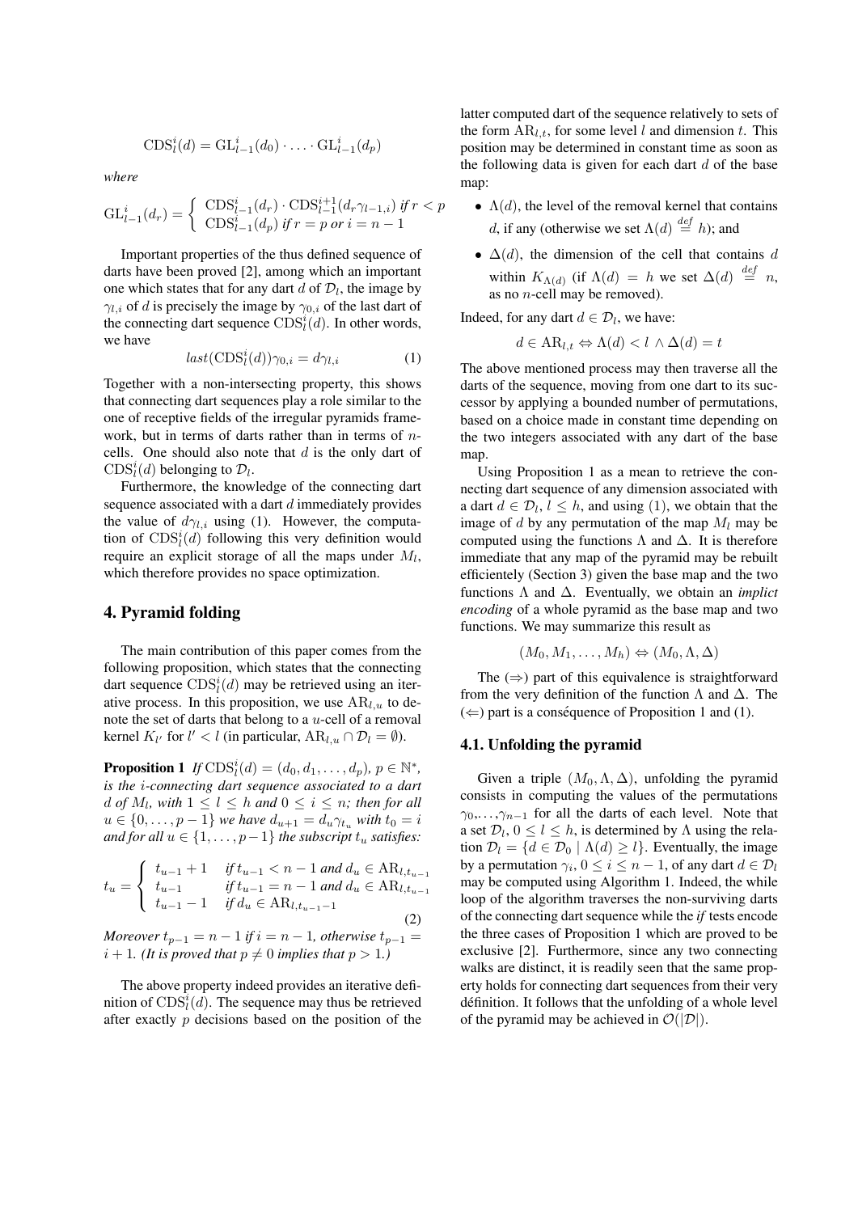$$\mathrm{CDS}_l^i(d) = \mathrm{GL}_{l-1}^i(d_0) \cdot \ldots \cdot \mathrm{GL}_{l-1}^i(d_p)$$

*where*

$$\mathrm{GL}_{l-1}^i(d_r) = \begin{cases} \mathrm{CDS}_{l-1}^i(d_r) \cdot \mathrm{CDS}_{l-1}^{i+1}(d_r \gamma_{l-1,i}) & \text{if } r < p \\ \mathrm{CDS}_{l-1}^i(d_p) & \text{if } r = p \text{ or } i = n-1 \end{cases}$$

Important properties of the thus defined sequence of darts have been proved [2], among which an important one which states that for any dart $d$ of $\mathcal{D}_l$, the image by $\gamma_{l,i}$ of $d$ is precisely the image by $\gamma_{0,i}$ of the last dart of the connecting dart sequence $\mathrm{CDS}_l^i(d)$. In other words, we have

$$last(\mathrm{CDS}_l^i(d))\gamma_{0,i} = d\gamma_{l,i} \tag{1}$$

Together with a non-intersecting property, this shows that connecting dart sequences play a role similar to the one of receptive fields of the irregular pyramids framework, but in terms of darts rather than in terms of $n$-cells. One should also note that $d$ is the only dart of $\mathrm{CDS}_l^i(d)$ belonging to $\mathcal{D}_l$.

Furthermore, the knowledge of the connecting dart sequence associated with a dart $d$ immediately provides the value of $d\gamma_{l,i}$ using (1). However, the computation of $\mathrm{CDS}_l^i(d)$ following this very definition would require an explicit storage of all the maps under $M_l$, which therefore provides no space optimization.

## 4. Pyramid folding

The main contribution of this paper comes from the following proposition, which states that the connecting dart sequence $\mathrm{CDS}_l^i(d)$ may be retrieved using an iterative process. In this proposition, we use $\mathrm{AR}_{l,u}$ to denote the set of darts that belong to a $u$-cell of a removal kernel $K_{l'}$ for $l' < l$ (in particular, $\mathrm{AR}_{l,u} \cap \mathcal{D}_l = \emptyset$).

**Proposition 1** *If $\mathrm{CDS}_l^i(d) = (d_0, d_1, \ldots, d_p)$, $p \in \mathbb{N}^*$, is the $i$-connecting dart sequence associated to a dart $d$ of $M_l$, with $1 \le l \le h$ and $0 \le i \le n$; then for all $u \in \{0, \ldots, p-1\}$ we have $d_{u+1} = d_u \gamma_{t_u}$ with $t_0 = i$ and for all $u \in \{1, \ldots, p-1\}$ the subscript $t_u$ satisfies:*

$$t_u = \begin{cases} t_{u-1} + 1 & \text{if } t_{u-1} < n-1 \text{ and } d_u \in \mathrm{AR}_{l,t_{u-1}} \\ t_{u-1} & \text{if } t_{u-1} = n-1 \text{ and } d_u \in \mathrm{AR}_{l,t_{u-1}} \\ t_{u-1} - 1 & \text{if } d_u \in \mathrm{AR}_{l,t_{u-1}-1} \end{cases} \tag{2}$$

*Moreover $t_{p-1} = n-1$ if $i = n-1$, otherwise $t_{p-1} = i+1$. (It is proved that $p \neq 0$ implies that $p > 1$.)*

The above property indeed provides an iterative definition of $\mathrm{CDS}_l^i(d)$. The sequence may thus be retrieved after exactly $p$ decisions based on the position of the latter computed dart of the sequence relatively to sets of the form $\mathrm{AR}_{l,t}$, for some level $l$ and dimension $t$. This position may be determined in constant time as soon as the following data is given for each dart $d$ of the base map:

- $\Lambda(d)$, the level of the removal kernel that contains $d$, if any (otherwise we set $\Lambda(d) \stackrel{def}{=} h$); and
- $\Delta(d)$, the dimension of the cell that contains $d$ within $K_{\Lambda(d)}$ (if $\Lambda(d) = h$ we set $\Delta(d) \stackrel{def}{=} n$, as no $n$-cell may be removed).

Indeed, for any dart $d \in \mathcal{D}_l$, we have:

$$d \in \mathrm{AR}_{l,t} \Leftrightarrow \Lambda(d) < l \wedge \Delta(d) = t$$

The above mentioned process may then traverse all the darts of the sequence, moving from one dart to its successor by applying a bounded number of permutations, based on a choice made in constant time depending on the two integers associated with any dart of the base map.

Using Proposition 1 as a mean to retrieve the connecting dart sequence of any dimension associated with a dart $d \in \mathcal{D}_l$, $l \le h$, and using (1), we obtain that the image of $d$ by any permutation of the map $M_l$ may be computed using the functions $\Lambda$ and $\Delta$. It is therefore immediate that any map of the pyramid may be rebuilt efficiently (Section 3) given the base map and the two functions $\Lambda$ and $\Delta$. Eventually, we obtain an *implict encoding* of a whole pyramid as the base map and two functions. We may summarize this result as

$$(M_0, M_1, \ldots, M_h) \Leftrightarrow (M_0, \Lambda, \Delta)$$

The ($\Rightarrow$) part of this equivalence is straightforward from the very definition of the function $\Lambda$ and $\Delta$. The ($\Leftarrow$) part is a conséquence of Proposition 1 and (1).

### 4.1. Unfolding the pyramid

Given a triple $(M_0, \Lambda, \Delta)$, unfolding the pyramid consists in computing the values of the permutations $\gamma_0, \ldots, \gamma_{n-1}$ for all the darts of each level. Note that a set $\mathcal{D}_l$, $0 \le l \le h$, is determined by $\Lambda$ using the relation $\mathcal{D}_l = \{d \in \mathcal{D}_0 \mid \Lambda(d) \ge l\}$. Eventually, the image by a permutation $\gamma_i$, $0 \le i \le n-1$, of any dart $d \in \mathcal{D}_l$ may be computed using Algorithm 1. Indeed, the while loop of the algorithm traverses the non-surviving darts of the connecting dart sequence while the *if* tests encode the three cases of Proposition 1 which are proved to be exclusive [2]. Furthermore, since any two connecting walks are distinct, it is readily seen that the same property holds for connecting dart sequences from their very définition. It follows that the unfolding of a whole level of the pyramid may be achieved in $\mathcal{O}(|\mathcal{D}|)$.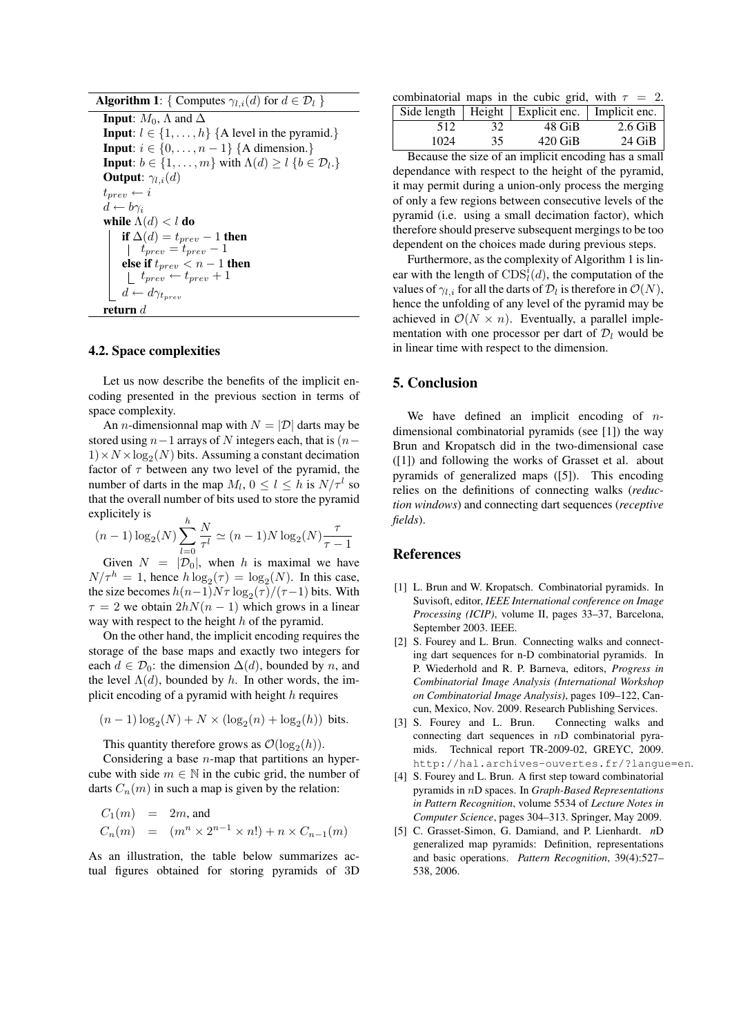**Algorithm 1**: { Computes $\gamma_{l,i}(d)$ for $d \in \mathcal{D}_l$ }

```
Input: M_0, Λ and Δ
Input: l ∈ {1, ..., h} {A level in the pyramid.}
Input: i ∈ {0, ..., n − 1} {A dimension.}
Input: b ∈ {1, ..., m} with Λ(d) ≥ l {b ∈ D_l.}
Output: γ_{l,i}(d)
t_prev ← i
d ← bγ_i
while Λ(d) < l do
    if Δ(d) = t_prev − 1 then
        t_prev = t_prev − 1
    else if t_prev < n − 1 then
        t_prev ← t_prev + 1
    d ← dγ_{t_prev}
return d
```

### 4.2. Space complexities

Let us now describe the benefits of the implicit encoding presented in the previous section in terms of space complexity.

An $n$-dimensionnal map with $N = |\mathcal{D}|$ darts may be stored using $n-1$ arrays of $N$ integers each, that is $(n-1) \times N \times \log_2(N)$ bits. Assuming a constant decimation factor of $\tau$ between any two level of the pyramid, the number of darts in the map $M_l$, $0 \leq l \leq h$ is $N/\tau^l$ so that the overall number of bits used to store the pyramid explicitely is

$$(n-1)\log_2(N)\sum_{l=0}^{h}\frac{N}{\tau^l} \simeq (n-1)N\log_2(N)\frac{\tau}{\tau-1}$$

Given $N = |\mathcal{D}_0|$, when $h$ is maximal we have $N/\tau^h = 1$, hence $h\log_2(\tau) = \log_2(N)$. In this case, the size becomes $h(n-1)N\tau\log_2(\tau)/(\tau-1)$ bits. With $\tau = 2$ we obtain $2hN(n-1)$ which grows in a linear way with respect to the height $h$ of the pyramid.

On the other hand, the implicit encoding requires the storage of the base maps and exactly two integers for each $d \in \mathcal{D}_0$: the dimension $\Delta(d)$, bounded by $n$, and the level $\Lambda(d)$, bounded by $h$. In other words, the implicit encoding of a pyramid with height $h$ requires

$$(n-1)\log_2(N) + N \times (\log_2(n) + \log_2(h)) \text{ bits.}$$

This quantity therefore grows as $\mathcal{O}(\log_2(h))$.

Considering a base $n$-map that partitions an hypercube with side $m \in \mathbb{N}$ in the cubic grid, the number of darts $C_n(m)$ in such a map is given by the relation:

$$\begin{aligned} C_1(m) &= 2m, \text{ and} \\ C_n(m) &= (m^n \times 2^{n-1} \times n!) + n \times C_{n-1}(m) \end{aligned}$$

As an illustration, the table below summarizes actual figures obtained for storing pyramids of 3D combinatorial maps in the cubic grid, with $\tau = 2$.

| Side length | Height | Explicit enc. | Implicit enc. |
|---|---|---|---|
| 512 | 32 | 48 GiB | 2.6 GiB |
| 1024 | 35 | 420 GiB | 24 GiB |

Because the size of an implicit encoding has a small dependance with respect to the height of the pyramid, it may permit during a union-only process the merging of only a few regions between consecutive levels of the pyramid (i.e. using a small decimation factor), which therefore should preserve subsequent mergings to be too dependent on the choices made during previous steps.

Furthermore, as the complexity of Algorithm 1 is linear with the length of $\mathrm{CDS}_l^i(d)$, the computation of the values of $\gamma_{l,i}$ for all the darts of $\mathcal{D}_l$ is therefore in $\mathcal{O}(N)$, hence the unfolding of any level of the pyramid may be achieved in $\mathcal{O}(N \times n)$. Eventually, a parallel implementation with one processor per dart of $\mathcal{D}_l$ would be in linear time with respect to the dimension.

## 5. Conclusion

We have defined an implicit encoding of $n$-dimensional combinatorial pyramids (see [1]) the way Brun and Kropatsch did in the two-dimensional case ([1]) and following the works of Grasset et al. about pyramids of generalized maps ([5]). This encoding relies on the definitions of connecting walks (*reduction windows*) and connecting dart sequences (*receptive fields*).

## References

[1] L. Brun and W. Kropatsch. Combinatorial pyramids. In Suvisoft, editor, *IEEE International conference on Image Processing (ICIP)*, volume II, pages 33–37, Barcelona, September 2003. IEEE.

[2] S. Fourey and L. Brun. Connecting walks and connecting dart sequences for n-D combinatorial pyramids. In P. Wiederhold and R. P. Barneva, editors, *Progress in Combinatorial Image Analysis (International Workshop on Combinatorial Image Analysis)*, pages 109–122, Cancun, Mexico, Nov. 2009. Research Publishing Services.

[3] S. Fourey and L. Brun. Connecting walks and connecting dart sequences in $n$D combinatorial pyramids. Technical report TR-2009-02, GREYC, 2009. http://hal.archives-ouvertes.fr/?langue=en.

[4] S. Fourey and L. Brun. A first step toward combinatorial pyramids in $n$D spaces. In *Graph-Based Representations in Pattern Recognition*, volume 5534 of *Lecture Notes in Computer Science*, pages 304–313. Springer, May 2009.

[5] C. Grasset-Simon, G. Damiand, and P. Lienhardt. $n$D generalized map pyramids: Definition, representations and basic operations. *Pattern Recognition*, 39(4):527–538, 2006.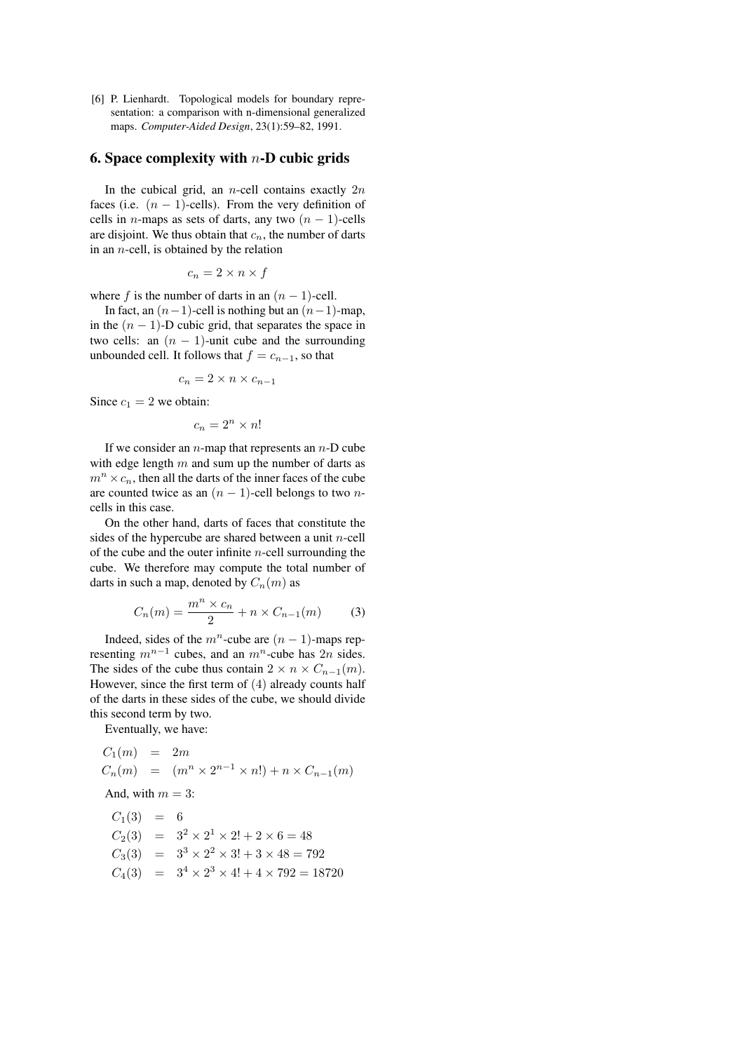[6] P. Lienhardt. Topological models for boundary representation: a comparison with n-dimensional generalized maps. *Computer-Aided Design*, 23(1):59–82, 1991.

## 6. Space complexity with $n$-D cubic grids

In the cubical grid, an $n$-cell contains exactly $2n$ faces (i.e. $(n-1)$-cells). From the very definition of cells in $n$-maps as sets of darts, any two $(n-1)$-cells are disjoint. We thus obtain that $c_n$, the number of darts in an $n$-cell, is obtained by the relation

$$c_n = 2 \times n \times f$$

where $f$ is the number of darts in an $(n-1)$-cell.

In fact, an $(n-1)$-cell is nothing but an $(n-1)$-map, in the $(n-1)$-D cubic grid, that separates the space in two cells: an $(n-1)$-unit cube and the surrounding unbounded cell. It follows that $f = c_{n-1}$, so that

$$c_n = 2 \times n \times c_{n-1}$$

Since $c_1 = 2$ we obtain:

$$c_n = 2^n \times n!$$

If we consider an $n$-map that represents an $n$-D cube with edge length $m$ and sum up the number of darts as $m^n \times c_n$, then all the darts of the inner faces of the cube are counted twice as an $(n-1)$-cell belongs to two $n$-cells in this case.

On the other hand, darts of faces that constitute the sides of the hypercube are shared between a unit $n$-cell of the cube and the outer infinite $n$-cell surrounding the cube. We therefore may compute the total number of darts in such a map, denoted by $C_n(m)$ as

$$C_n(m) = \frac{m^n \times c_n}{2} + n \times C_{n-1}(m) \qquad (3)$$

Indeed, sides of the $m^n$-cube are $(n-1)$-maps representing $m^{n-1}$ cubes, and an $m^n$-cube has $2n$ sides. The sides of the cube thus contain $2 \times n \times C_{n-1}(m)$. However, since the first term of (4) already counts half of the darts in these sides of the cube, we should divide this second term by two.

Eventually, we have:

$$
\begin{aligned}
C_1(m) &= 2m \\
C_n(m) &= (m^n \times 2^{n-1} \times n!) + n \times C_{n-1}(m)
\end{aligned}
$$

And, with $m = 3$:

$$
\begin{aligned}
C_1(3) &= 6 \\
C_2(3) &= 3^2 \times 2^1 \times 2! + 2 \times 6 = 48 \\
C_3(3) &= 3^3 \times 2^2 \times 3! + 3 \times 48 = 792 \\
C_4(3) &= 3^4 \times 2^3 \times 4! + 4 \times 792 = 18720
\end{aligned}
$$